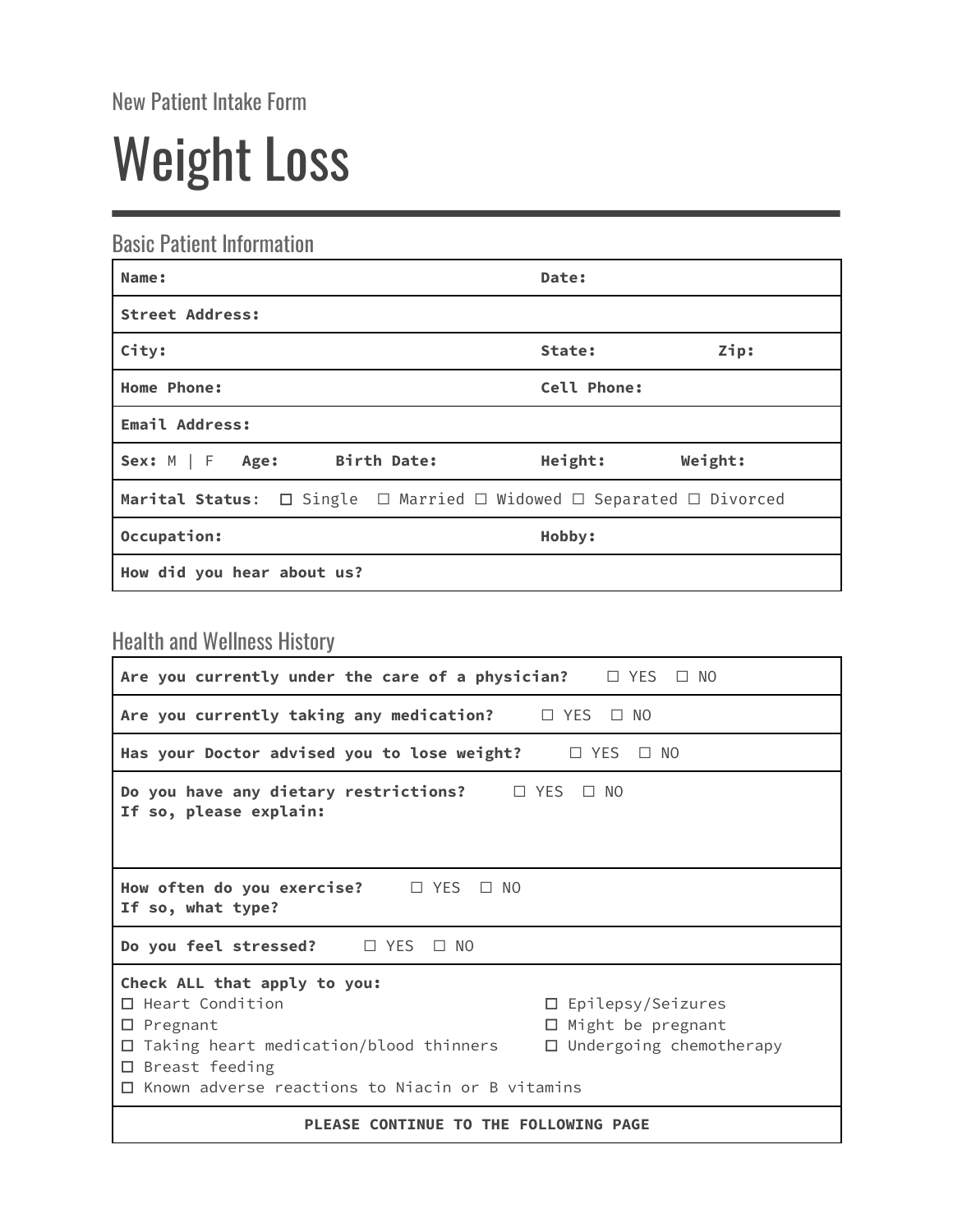New Patient Intake Form

# Weight Loss

## Basic Patient Information

| | | |
|---|---|---|
| **Name:** | **Date:** | |
| **Street Address:** | | |
| **City:** | **State:** | **Zip:** |
| **Home Phone:** | **Cell Phone:** | |
| **Email Address:** | | |
| **Sex:** M \| F **Age:** **Birth Date:** | **Height:** | **Weight:** |
| **Marital Status**: ☐ Single ☐ Married ☐ Widowed ☐ Separated ☐ Divorced | | |
| **Occupation:** | **Hobby:** | |
| **How did you hear about us?** | | |

## Health and Wellness History

| |
|---|
| **Are you currently under the care of a physician?** ☐ YES ☐ NO |
| **Are you currently taking any medication?** ☐ YES ☐ NO |
| **Has your Doctor advised you to lose weight?** ☐ YES ☐ NO |
| **Do you have any dietary restrictions?** ☐ YES ☐ NO<br>**If so, please explain:** |
| **How often do you exercise?** ☐ YES ☐ NO<br>**If so, what type?** |
| **Do you feel stressed?** ☐ YES ☐ NO |
| **Check ALL that apply to you:**<br>☐ Heart Condition<br>☐ Pregnant<br>☐ Taking heart medication/blood thinners<br>☐ Breast feeding<br>☐ Known adverse reactions to Niacin or B vitamins<br>☐ Epilepsy/Seizures<br>☐ Might be pregnant<br>☐ Undergoing chemotherapy |
| **PLEASE CONTINUE TO THE FOLLOWING PAGE** |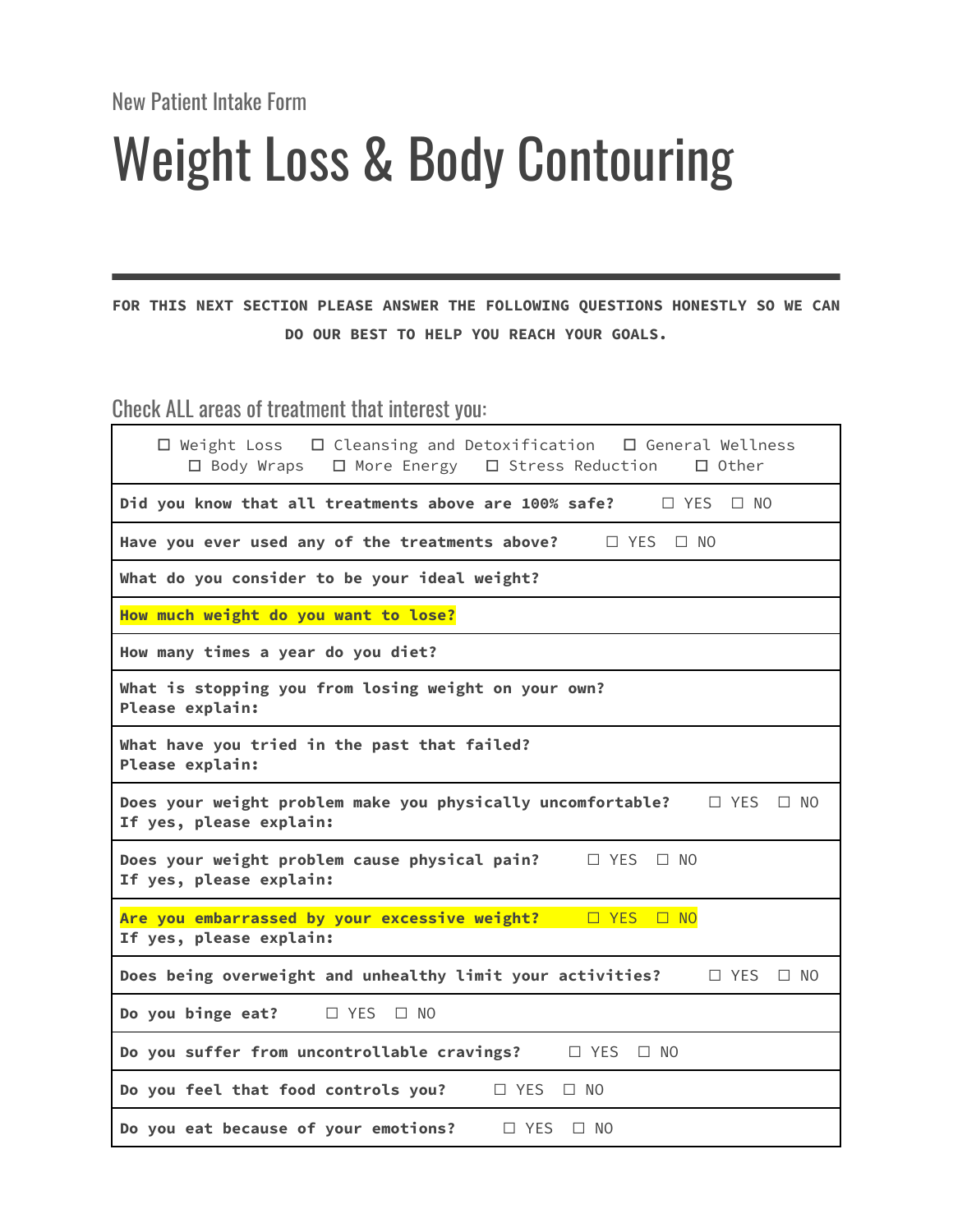New Patient Intake Form

# Weight Loss & Body Contouring

---

**FOR THIS NEXT SECTION PLEASE ANSWER THE FOLLOWING QUESTIONS HONESTLY SO WE CAN DO OUR BEST TO HELP YOU REACH YOUR GOALS.**

## Check ALL areas of treatment that interest you:

| |
|---|
| ☐ Weight Loss ☐ Cleansing and Detoxification ☐ General Wellness ☐ Body Wraps ☐ More Energy ☐ Stress Reduction ☐ Other |
| **Did you know that all treatments above are 100% safe?** ☐ YES ☐ NO |
| **Have you ever used any of the treatments above?** ☐ YES ☐ NO |
| **What do you consider to be your ideal weight?** |
| **How much weight do you want to lose?** |
| **How many times a year do you diet?** |
| **What is stopping you from losing weight on your own? Please explain:** |
| **What have you tried in the past that failed? Please explain:** |
| **Does your weight problem make you physically uncomfortable?** ☐ YES ☐ NO **If yes, please explain:** |
| **Does your weight problem cause physical pain?** ☐ YES ☐ NO **If yes, please explain:** |
| **Are you embarrassed by your excessive weight?** ☐ YES ☐ NO **If yes, please explain:** |
| **Does being overweight and unhealthy limit your activities?** ☐ YES ☐ NO |
| **Do you binge eat?** ☐ YES ☐ NO |
| **Do you suffer from uncontrollable cravings?** ☐ YES ☐ NO |
| **Do you feel that food controls you?** ☐ YES ☐ NO |
| **Do you eat because of your emotions?** ☐ YES ☐ NO |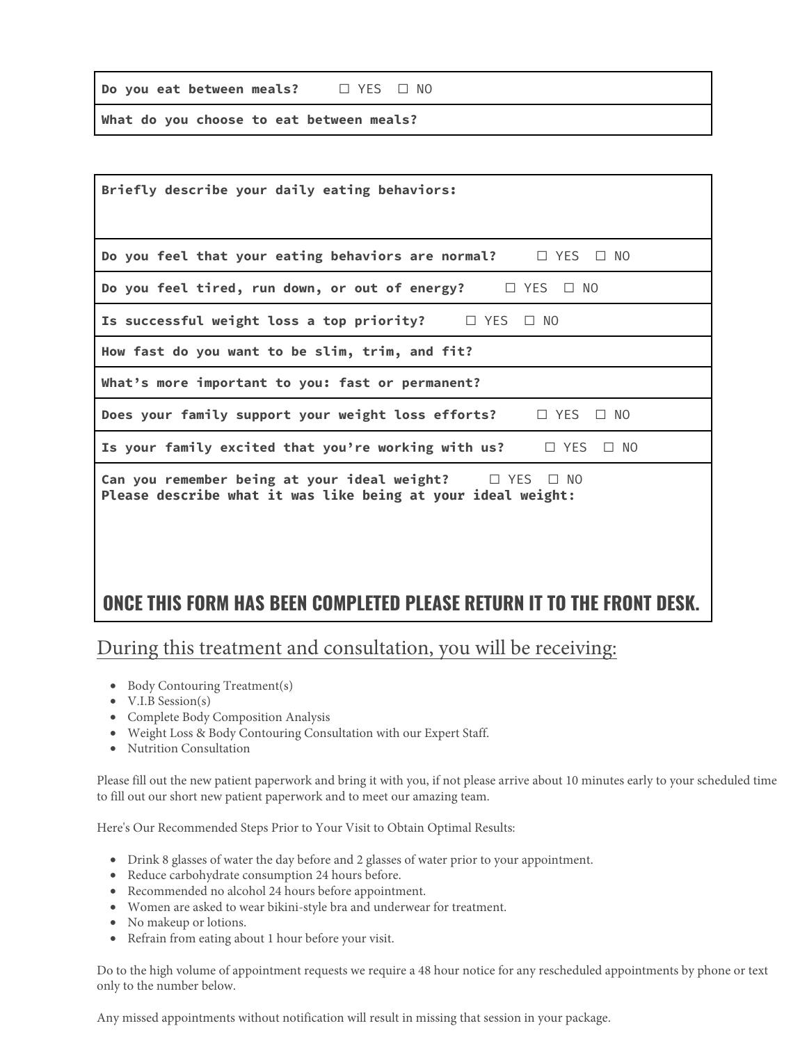| | |
|---|---|
| **Do you eat between meals?** ☐ YES ☐ NO | |
| **What do you choose to eat between meals?** | |

| | |
|---|---|
| **Briefly describe your daily eating behaviors:** | |
| **Do you feel that your eating behaviors are normal?** ☐ YES ☐ NO | |
| **Do you feel tired, run down, or out of energy?** ☐ YES ☐ NO | |
| **Is successful weight loss a top priority?** ☐ YES ☐ NO | |
| **How fast do you want to be slim, trim, and fit?** | |
| **What's more important to you: fast or permanent?** | |
| **Does your family support your weight loss efforts?** ☐ YES ☐ NO | |
| **Is your family excited that you're working with us?** ☐ YES ☐ NO | |
| **Can you remember being at your ideal weight?** ☐ YES ☐ NO<br>**Please describe what it was like being at your ideal weight:** | |

**ONCE THIS FORM HAS BEEN COMPLETED PLEASE RETURN IT TO THE FRONT DESK.**

## During this treatment and consultation, you will be receiving:

- Body Contouring Treatment(s)
- V.I.B Session(s)
- Complete Body Composition Analysis
- Weight Loss & Body Contouring Consultation with our Expert Staff.
- Nutrition Consultation

Please fill out the new patient paperwork and bring it with you, if not please arrive about 10 minutes early to your scheduled time to fill out our short new patient paperwork and to meet our amazing team.

Here's Our Recommended Steps Prior to Your Visit to Obtain Optimal Results:

- Drink 8 glasses of water the day before and 2 glasses of water prior to your appointment.
- Reduce carbohydrate consumption 24 hours before.
- Recommended no alcohol 24 hours before appointment.
- Women are asked to wear bikini-style bra and underwear for treatment.
- No makeup or lotions.
- Refrain from eating about 1 hour before your visit.

Do to the high volume of appointment requests we require a 48 hour notice for any rescheduled appointments by phone or text only to the number below.

Any missed appointments without notification will result in missing that session in your package.